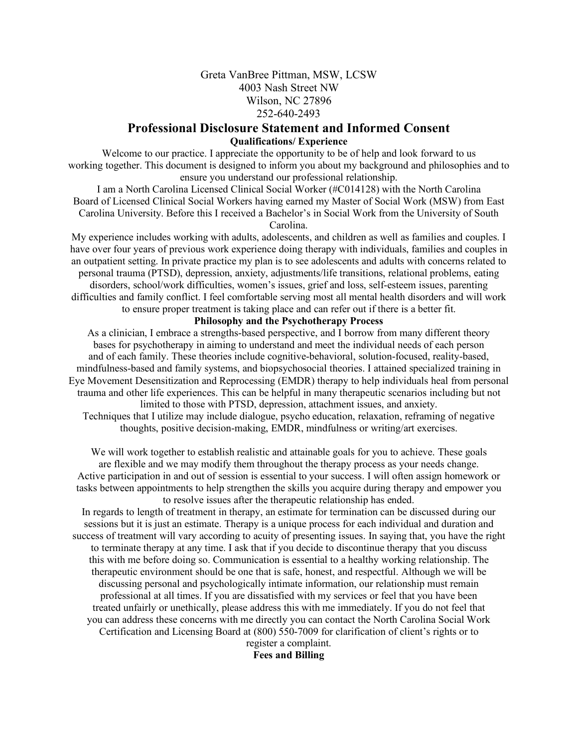Greta VanBree Pittman, MSW, LCSW
4003 Nash Street NW
Wilson, NC 27896
252-640-2493

# Professional Disclosure Statement and Informed Consent

**Qualifications/ Experience**

Welcome to our practice. I appreciate the opportunity to be of help and look forward to us working together. This document is designed to inform you about my background and philosophies and to ensure you understand our professional relationship.

I am a North Carolina Licensed Clinical Social Worker (#C014128) with the North Carolina Board of Licensed Clinical Social Workers having earned my Master of Social Work (MSW) from East Carolina University. Before this I received a Bachelor's in Social Work from the University of South Carolina.

My experience includes working with adults, adolescents, and children as well as families and couples. I have over four years of previous work experience doing therapy with individuals, families and couples in an outpatient setting. In private practice my plan is to see adolescents and adults with concerns related to personal trauma (PTSD), depression, anxiety, adjustments/life transitions, relational problems, eating disorders, school/work difficulties, women's issues, grief and loss, self-esteem issues, parenting difficulties and family conflict. I feel comfortable serving most all mental health disorders and will work to ensure proper treatment is taking place and can refer out if there is a better fit.

**Philosophy and the Psychotherapy Process**

As a clinician, I embrace a strengths-based perspective, and I borrow from many different theory bases for psychotherapy in aiming to understand and meet the individual needs of each person and of each family. These theories include cognitive-behavioral, solution-focused, reality-based, mindfulness-based and family systems, and biopsychosocial theories. I attained specialized training in Eye Movement Desensitization and Reprocessing (EMDR) therapy to help individuals heal from personal trauma and other life experiences. This can be helpful in many therapeutic scenarios including but not limited to those with PTSD, depression, attachment issues, and anxiety.

Techniques that I utilize may include dialogue, psycho education, relaxation, reframing of negative thoughts, positive decision-making, EMDR, mindfulness or writing/art exercises.

We will work together to establish realistic and attainable goals for you to achieve. These goals are flexible and we may modify them throughout the therapy process as your needs change. Active participation in and out of session is essential to your success. I will often assign homework or tasks between appointments to help strengthen the skills you acquire during therapy and empower you to resolve issues after the therapeutic relationship has ended.

In regards to length of treatment in therapy, an estimate for termination can be discussed during our sessions but it is just an estimate. Therapy is a unique process for each individual and duration and success of treatment will vary according to acuity of presenting issues. In saying that, you have the right to terminate therapy at any time. I ask that if you decide to discontinue therapy that you discuss this with me before doing so. Communication is essential to a healthy working relationship. The therapeutic environment should be one that is safe, honest, and respectful. Although we will be discussing personal and psychologically intimate information, our relationship must remain professional at all times. If you are dissatisfied with my services or feel that you have been treated unfairly or unethically, please address this with me immediately. If you do not feel that you can address these concerns with me directly you can contact the North Carolina Social Work Certification and Licensing Board at (800) 550-7009 for clarification of client's rights or to register a complaint.

**Fees and Billing**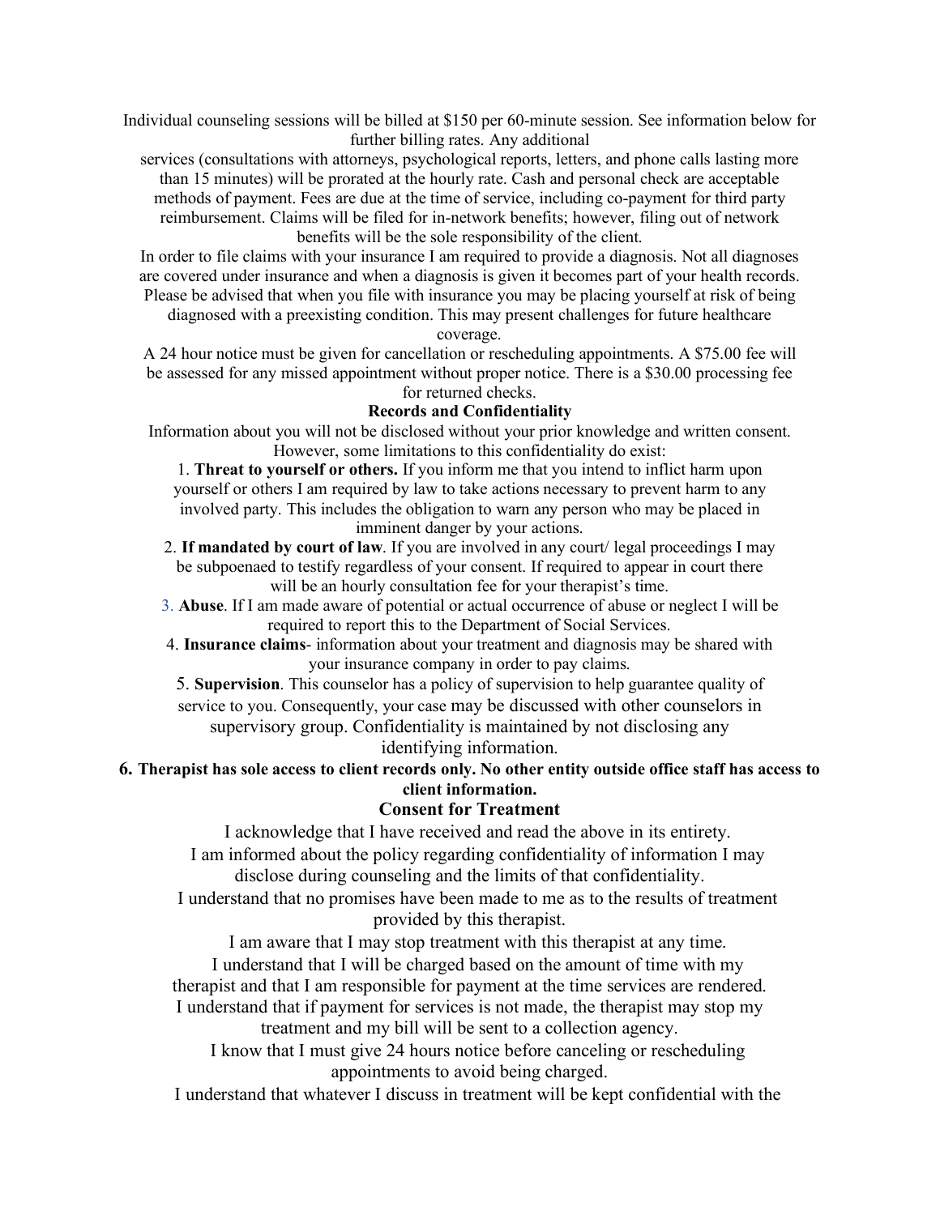Individual counseling sessions will be billed at $150 per 60-minute session. See information below for further billing rates. Any additional services (consultations with attorneys, psychological reports, letters, and phone calls lasting more than 15 minutes) will be prorated at the hourly rate. Cash and personal check are acceptable methods of payment. Fees are due at the time of service, including co-payment for third party reimbursement. Claims will be filed for in-network benefits; however, filing out of network benefits will be the sole responsibility of the client.

In order to file claims with your insurance I am required to provide a diagnosis. Not all diagnoses are covered under insurance and when a diagnosis is given it becomes part of your health records. Please be advised that when you file with insurance you may be placing yourself at risk of being diagnosed with a preexisting condition. This may present challenges for future healthcare coverage.

A 24 hour notice must be given for cancellation or rescheduling appointments. A $75.00 fee will be assessed for any missed appointment without proper notice. There is a $30.00 processing fee for returned checks.

## Records and Confidentiality

Information about you will not be disclosed without your prior knowledge and written consent. However, some limitations to this confidentiality do exist:

1. **Threat to yourself or others.** If you inform me that you intend to inflict harm upon yourself or others I am required by law to take actions necessary to prevent harm to any involved party. This includes the obligation to warn any person who may be placed in imminent danger by your actions.
2. **If mandated by court of law**. If you are involved in any court/ legal proceedings I may be subpoenaed to testify regardless of your consent. If required to appear in court there will be an hourly consultation fee for your therapist's time.
3. **Abuse**. If I am made aware of potential or actual occurrence of abuse or neglect I will be required to report this to the Department of Social Services.
4. **Insurance claims**- information about your treatment and diagnosis may be shared with your insurance company in order to pay claims.
5. **Supervision**. This counselor has a policy of supervision to help guarantee quality of service to you. Consequently, your case may be discussed with other counselors in supervisory group. Confidentiality is maintained by not disclosing any identifying information.
6. **Therapist has sole access to client records only. No other entity outside office staff has access to client information.**

## Consent for Treatment

I acknowledge that I have received and read the above in its entirety.

I am informed about the policy regarding confidentiality of information I may disclose during counseling and the limits of that confidentiality.

I understand that no promises have been made to me as to the results of treatment provided by this therapist.

I am aware that I may stop treatment with this therapist at any time.

I understand that I will be charged based on the amount of time with my therapist and that I am responsible for payment at the time services are rendered.

I understand that if payment for services is not made, the therapist may stop my treatment and my bill will be sent to a collection agency.

I know that I must give 24 hours notice before canceling or rescheduling appointments to avoid being charged.

I understand that whatever I discuss in treatment will be kept confidential with the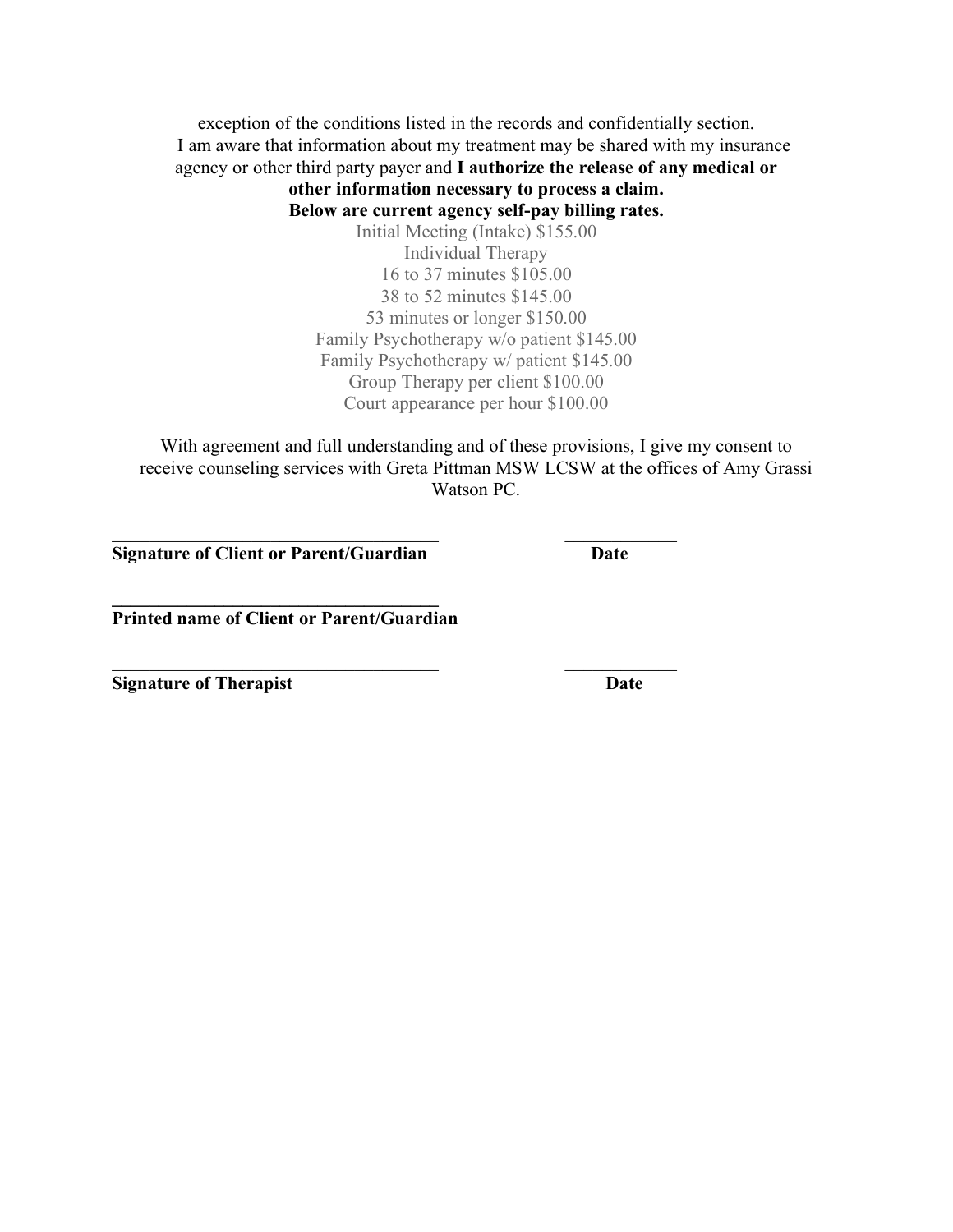exception of the conditions listed in the records and confidentially section.

I am aware that information about my treatment may be shared with my insurance agency or other third party payer and **I authorize the release of any medical or other information necessary to process a claim.**

**Below are current agency self-pay billing rates.**

Initial Meeting (Intake) $155.00
Individual Therapy
16 to 37 minutes $105.00
38 to 52 minutes $145.00
53 minutes or longer $150.00
Family Psychotherapy w/o patient $145.00
Family Psychotherapy w/ patient $145.00
Group Therapy per client $100.00
Court appearance per hour $100.00

With agreement and full understanding and of these provisions, I give my consent to receive counseling services with Greta Pittman MSW LCSW at the offices of Amy Grassi Watson PC.

_____________________________________ ____________
**Signature of Client or Parent/Guardian** **Date**

_____________________________________
**Printed name of Client or Parent/Guardian**

_____________________________________ ____________
**Signature of Therapist** **Date**